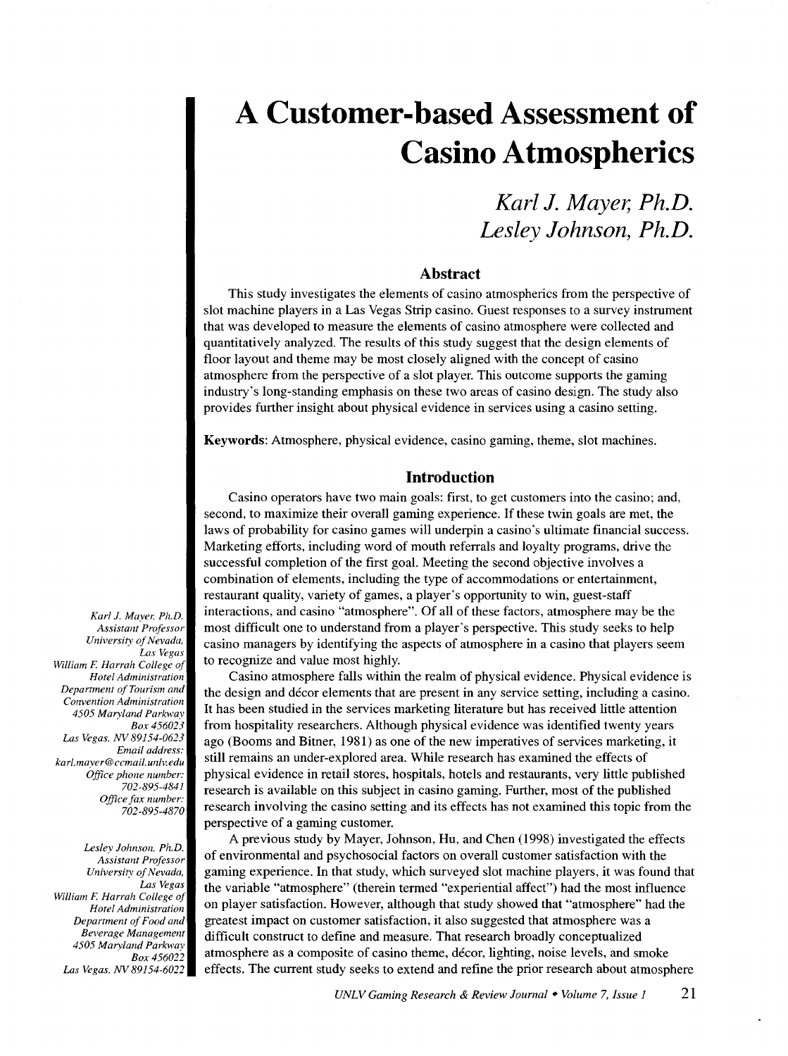# A Customer-based Assessment of Casino Atmospherics

*Karl J. Mayer, Ph.D.*
*Lesley Johnson, Ph.D.*

## Abstract

This study investigates the elements of casino atmospherics from the perspective of slot machine players in a Las Vegas Strip casino. Guest responses to a survey instrument that was developed to measure the elements of casino atmosphere were collected and quantitatively analyzed. The results of this study suggest that the design elements of floor layout and theme may be most closely aligned with the concept of casino atmosphere from the perspective of a slot player. This outcome supports the gaming industry's long-standing emphasis on these two areas of casino design. The study also provides further insight about physical evidence in services using a casino setting.

**Keywords**: Atmosphere, physical evidence, casino gaming, theme, slot machines.

*Karl J. Mayer, Ph.D.*
*Assistant Professor*
*University of Nevada, Las Vegas*
*William F. Harrah College of Hotel Administration*
*Department of Tourism and Convention Administration*
*4505 Maryland Parkway*
*Box 456023*
*Las Vegas, NV 89154-0623*
*Email address: karl.mayer@ccmail.unlv.edu*
*Office phone number: 702-895-4841*
*Office fax number: 702-895-4870*

*Lesley Johnson, Ph.D.*
*Assistant Professor*
*University of Nevada, Las Vegas*
*William F. Harrah College of Hotel Administration*
*Department of Food and Beverage Management*
*4505 Maryland Parkway*
*Box 456022*
*Las Vegas, NV 89154-6022*

## Introduction

Casino operators have two main goals: first, to get customers into the casino; and, second, to maximize their overall gaming experience. If these twin goals are met, the laws of probability for casino games will underpin a casino's ultimate financial success. Marketing efforts, including word of mouth referrals and loyalty programs, drive the successful completion of the first goal. Meeting the second objective involves a combination of elements, including the type of accommodations or entertainment, restaurant quality, variety of games, a player's opportunity to win, guest-staff interactions, and casino "atmosphere". Of all of these factors, atmosphere may be the most difficult one to understand from a player's perspective. This study seeks to help casino managers by identifying the aspects of atmosphere in a casino that players seem to recognize and value most highly.

Casino atmosphere falls within the realm of physical evidence. Physical evidence is the design and décor elements that are present in any service setting, including a casino. It has been studied in the services marketing literature but has received little attention from hospitality researchers. Although physical evidence was identified twenty years ago (Booms and Bitner, 1981) as one of the new imperatives of services marketing, it still remains an under-explored area. While research has examined the effects of physical evidence in retail stores, hospitals, hotels and restaurants, very little published research is available on this subject in casino gaming. Further, most of the published research involving the casino setting and its effects has not examined this topic from the perspective of a gaming customer.

A previous study by Mayer, Johnson, Hu, and Chen (1998) investigated the effects of environmental and psychosocial factors on overall customer satisfaction with the gaming experience. In that study, which surveyed slot machine players, it was found that the variable "atmosphere" (therein termed "experiential affect") had the most influence on player satisfaction. However, although that study showed that "atmosphere" had the greatest impact on customer satisfaction, it also suggested that atmosphere was a difficult construct to define and measure. That research broadly conceptualized atmosphere as a composite of casino theme, décor, lighting, noise levels, and smoke effects. The current study seeks to extend and refine the prior research about atmosphere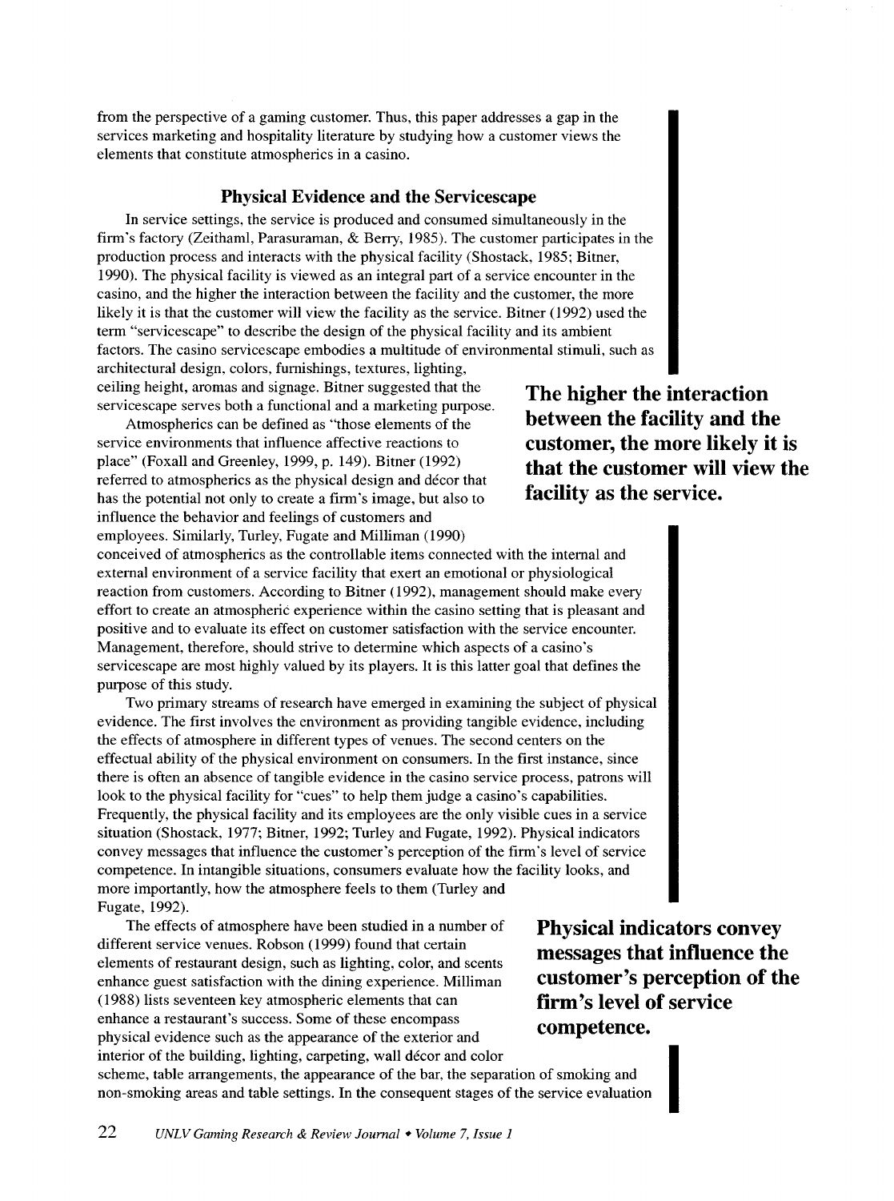from the perspective of a gaming customer. Thus, this paper addresses a gap in the services marketing and hospitality literature by studying how a customer views the elements that constitute atmospherics in a casino.

## Physical Evidence and the Servicescape

In service settings, the service is produced and consumed simultaneously in the firm's factory (Zeithaml, Parasuraman, & Berry, 1985). The customer participates in the production process and interacts with the physical facility (Shostack, 1985; Bitner, 1990). The physical facility is viewed as an integral part of a service encounter in the casino, and the higher the interaction between the facility and the customer, the more likely it is that the customer will view the facility as the service. Bitner (1992) used the term "servicescape" to describe the design of the physical facility and its ambient factors. The casino servicescape embodies a multitude of environmental stimuli, such as architectural design, colors, furnishings, textures, lighting, ceiling height, aromas and signage. Bitner suggested that the servicescape serves both a functional and a marketing purpose.

**The higher the interaction between the facility and the customer, the more likely it is that the customer will view the facility as the service.**

Atmospherics can be defined as "those elements of the service environments that influence affective reactions to place" (Foxall and Greenley, 1999, p. 149). Bitner (1992) referred to atmospherics as the physical design and décor that has the potential not only to create a firm's image, but also to influence the behavior and feelings of customers and employees. Similarly, Turley, Fugate and Milliman (1990) conceived of atmospherics as the controllable items connected with the internal and external environment of a service facility that exert an emotional or physiological reaction from customers. According to Bitner (1992), management should make every effort to create an atmospheric experience within the casino setting that is pleasant and positive and to evaluate its effect on customer satisfaction with the service encounter. Management, therefore, should strive to determine which aspects of a casino's servicescape are most highly valued by its players. It is this latter goal that defines the purpose of this study.

Two primary streams of research have emerged in examining the subject of physical evidence. The first involves the environment as providing tangible evidence, including the effects of atmosphere in different types of venues. The second centers on the effectual ability of the physical environment on consumers. In the first instance, since there is often an absence of tangible evidence in the casino service process, patrons will look to the physical facility for "cues" to help them judge a casino's capabilities. Frequently, the physical facility and its employees are the only visible cues in a service situation (Shostack, 1977; Bitner, 1992; Turley and Fugate, 1992). Physical indicators convey messages that influence the customer's perception of the firm's level of service competence. In intangible situations, consumers evaluate how the facility looks, and more importantly, how the atmosphere feels to them (Turley and Fugate, 1992).

**Physical indicators convey messages that influence the customer's perception of the firm's level of service competence.**

The effects of atmosphere have been studied in a number of different service venues. Robson (1999) found that certain elements of restaurant design, such as lighting, color, and scents enhance guest satisfaction with the dining experience. Milliman (1988) lists seventeen key atmospheric elements that can enhance a restaurant's success. Some of these encompass physical evidence such as the appearance of the exterior and interior of the building, lighting, carpeting, wall décor and color scheme, table arrangements, the appearance of the bar, the separation of smoking and non-smoking areas and table settings. In the consequent stages of the service evaluation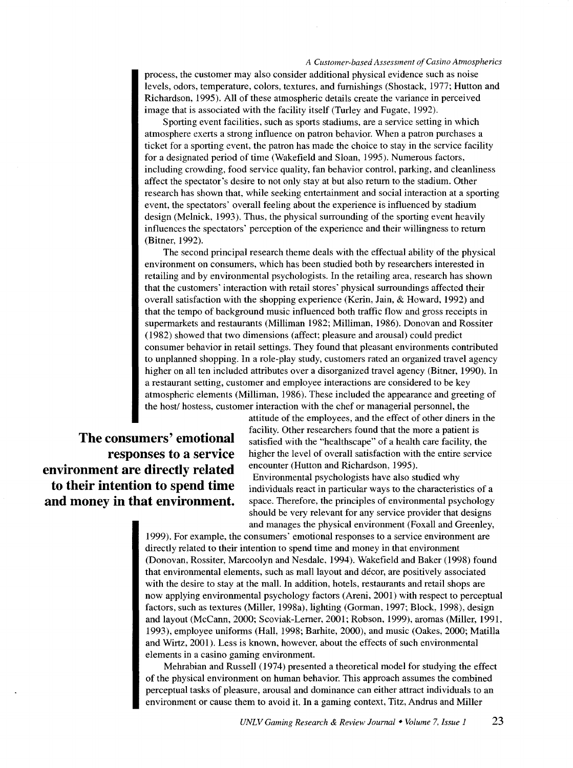process, the customer may also consider additional physical evidence such as noise levels, odors, temperature, colors, textures, and furnishings (Shostack, 1977; Hutton and Richardson, 1995). All of these atmospheric details create the variance in perceived image that is associated with the facility itself (Turley and Fugate, 1992).

Sporting event facilities, such as sports stadiums, are a service setting in which atmosphere exerts a strong influence on patron behavior. When a patron purchases a ticket for a sporting event, the patron has made the choice to stay in the service facility for a designated period of time (Wakefield and Sloan, 1995). Numerous factors, including crowding, food service quality, fan behavior control, parking, and cleanliness affect the spectator's desire to not only stay at but also return to the stadium. Other research has shown that, while seeking entertainment and social interaction at a sporting event, the spectators' overall feeling about the experience is influenced by stadium design (Melnick, 1993). Thus, the physical surrounding of the sporting event heavily influences the spectators' perception of the experience and their willingness to return (Bitner, 1992).

The second principal research theme deals with the effectual ability of the physical environment on consumers, which has been studied both by researchers interested in retailing and by environmental psychologists. In the retailing area, research has shown that the customers' interaction with retail stores' physical surroundings affected their overall satisfaction with the shopping experience (Kerin, Jain, & Howard, 1992) and that the tempo of background music influenced both traffic flow and gross receipts in supermarkets and restaurants (Milliman 1982; Milliman, 1986). Donovan and Rossiter (1982) showed that two dimensions (affect; pleasure and arousal) could predict consumer behavior in retail settings. They found that pleasant environments contributed to unplanned shopping. In a role-play study, customers rated an organized travel agency higher on all ten included attributes over a disorganized travel agency (Bitner, 1990). In a restaurant setting, customer and employee interactions are considered to be key atmospheric elements (Milliman, 1986). These included the appearance and greeting of the host/ hostess, customer interaction with the chef or managerial personnel, the attitude of the employees, and the effect of other diners in the facility. Other researchers found that the more a patient is satisfied with the "healthscape" of a health care facility, the higher the level of overall satisfaction with the entire service encounter (Hutton and Richardson, 1995).

**The consumers' emotional responses to a service environment are directly related to their intention to spend time and money in that environment.**

Environmental psychologists have also studied why individuals react in particular ways to the characteristics of a space. Therefore, the principles of environmental psychology should be very relevant for any service provider that designs and manages the physical environment (Foxall and Greenley, 1999). For example, the consumers' emotional responses to a service environment are directly related to their intention to spend time and money in that environment (Donovan, Rossiter, Marcoolyn and Nesdale, 1994). Wakefield and Baker (1998) found that environmental elements, such as mall layout and décor, are positively associated with the desire to stay at the mall. In addition, hotels, restaurants and retail shops are now applying environmental psychology factors (Areni, 2001) with respect to perceptual factors, such as textures (Miller, 1998a), lighting (Gorman, 1997; Block, 1998), design and layout (McCann, 2000; Scoviak-Lerner, 2001; Robson, 1999), aromas (Miller, 1991, 1993), employee uniforms (Hall, 1998; Barhite, 2000), and music (Oakes, 2000; Matilla and Wirtz, 2001). Less is known, however, about the effects of such environmental elements in a casino gaming environment.

Mehrabian and Russell (1974) presented a theoretical model for studying the effect of the physical environment on human behavior. This approach assumes the combined perceptual tasks of pleasure, arousal and dominance can either attract individuals to an environment or cause them to avoid it. In a gaming context, Titz, Andrus and Miller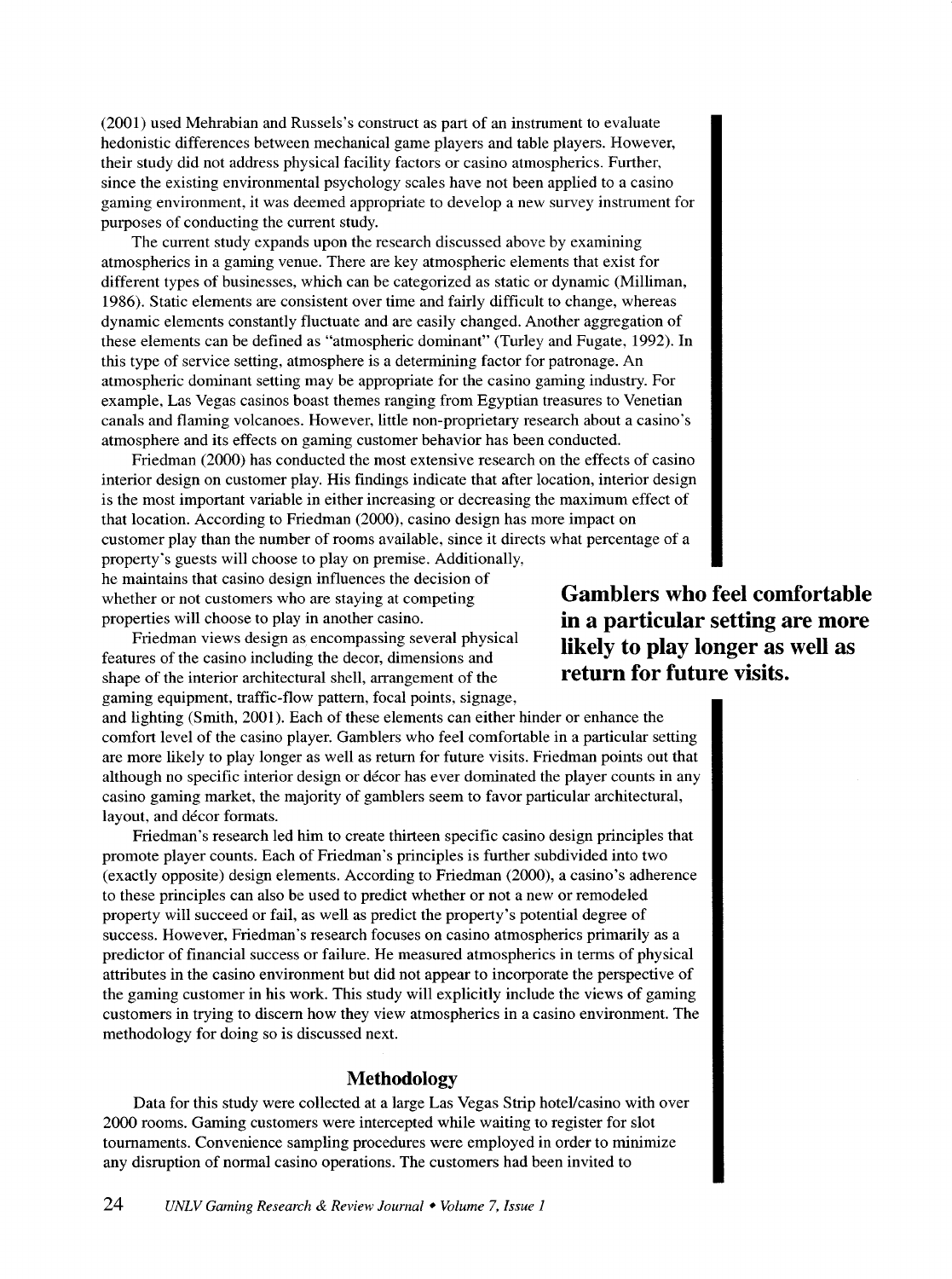(2001) used Mehrabian and Russels's construct as part of an instrument to evaluate hedonistic differences between mechanical game players and table players. However, their study did not address physical facility factors or casino atmospherics. Further, since the existing environmental psychology scales have not been applied to a casino gaming environment, it was deemed appropriate to develop a new survey instrument for purposes of conducting the current study.

The current study expands upon the research discussed above by examining atmospherics in a gaming venue. There are key atmospheric elements that exist for different types of businesses, which can be categorized as static or dynamic (Milliman, 1986). Static elements are consistent over time and fairly difficult to change, whereas dynamic elements constantly fluctuate and are easily changed. Another aggregation of these elements can be defined as "atmospheric dominant" (Turley and Fugate, 1992). In this type of service setting, atmosphere is a determining factor for patronage. An atmospheric dominant setting may be appropriate for the casino gaming industry. For example, Las Vegas casinos boast themes ranging from Egyptian treasures to Venetian canals and flaming volcanoes. However, little non-proprietary research about a casino's atmosphere and its effects on gaming customer behavior has been conducted.

Friedman (2000) has conducted the most extensive research on the effects of casino interior design on customer play. His findings indicate that after location, interior design is the most important variable in either increasing or decreasing the maximum effect of that location. According to Friedman (2000), casino design has more impact on customer play than the number of rooms available, since it directs what percentage of a property's guests will choose to play on premise. Additionally, he maintains that casino design influences the decision of whether or not customers who are staying at competing properties will choose to play in another casino.

**Gamblers who feel comfortable in a particular setting are more likely to play longer as well as return for future visits.**

Friedman views design as encompassing several physical features of the casino including the decor, dimensions and shape of the interior architectural shell, arrangement of the gaming equipment, traffic-flow pattern, focal points, signage, and lighting (Smith, 2001). Each of these elements can either hinder or enhance the comfort level of the casino player. Gamblers who feel comfortable in a particular setting are more likely to play longer as well as return for future visits. Friedman points out that although no specific interior design or décor has ever dominated the player counts in any casino gaming market, the majority of gamblers seem to favor particular architectural, layout, and décor formats.

Friedman's research led him to create thirteen specific casino design principles that promote player counts. Each of Friedman's principles is further subdivided into two (exactly opposite) design elements. According to Friedman (2000), a casino's adherence to these principles can also be used to predict whether or not a new or remodeled property will succeed or fail, as well as predict the property's potential degree of success. However, Friedman's research focuses on casino atmospherics primarily as a predictor of financial success or failure. He measured atmospherics in terms of physical attributes in the casino environment but did not appear to incorporate the perspective of the gaming customer in his work. This study will explicitly include the views of gaming customers in trying to discern how they view atmospherics in a casino environment. The methodology for doing so is discussed next.

## Methodology

Data for this study were collected at a large Las Vegas Strip hotel/casino with over 2000 rooms. Gaming customers were intercepted while waiting to register for slot tournaments. Convenience sampling procedures were employed in order to minimize any disruption of normal casino operations. The customers had been invited to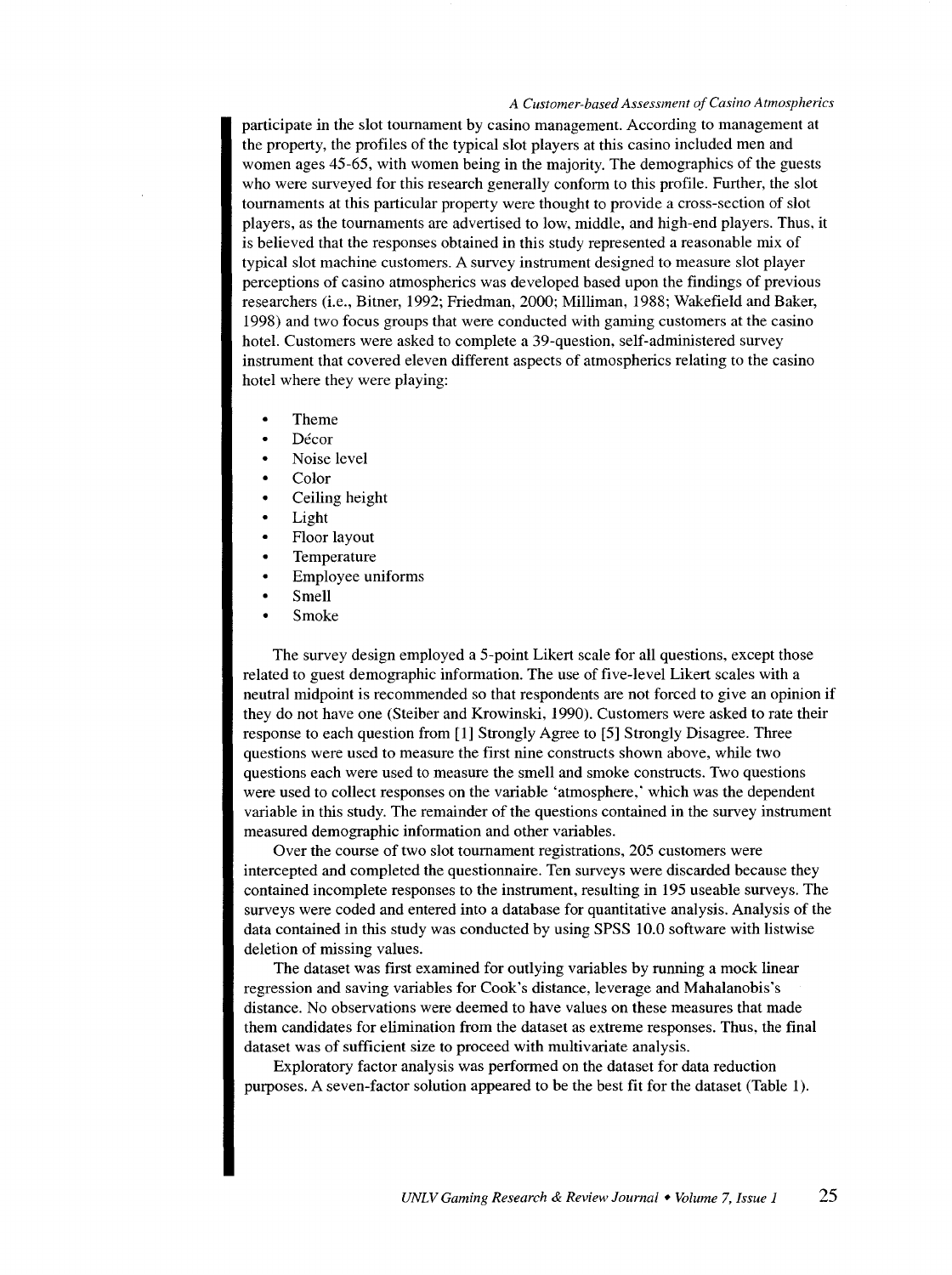participate in the slot tournament by casino management. According to management at the property, the profiles of the typical slot players at this casino included men and women ages 45-65, with women being in the majority. The demographics of the guests who were surveyed for this research generally conform to this profile. Further, the slot tournaments at this particular property were thought to provide a cross-section of slot players, as the tournaments are advertised to low, middle, and high-end players. Thus, it is believed that the responses obtained in this study represented a reasonable mix of typical slot machine customers. A survey instrument designed to measure slot player perceptions of casino atmospherics was developed based upon the findings of previous researchers (i.e., Bitner, 1992; Friedman, 2000; Milliman, 1988; Wakefield and Baker, 1998) and two focus groups that were conducted with gaming customers at the casino hotel. Customers were asked to complete a 39-question, self-administered survey instrument that covered eleven different aspects of atmospherics relating to the casino hotel where they were playing:

- Theme
- Décor
- Noise level
- Color
- Ceiling height
- Light
- Floor layout
- Temperature
- Employee uniforms
- Smell
- Smoke

The survey design employed a 5-point Likert scale for all questions, except those related to guest demographic information. The use of five-level Likert scales with a neutral midpoint is recommended so that respondents are not forced to give an opinion if they do not have one (Steiber and Krowinski, 1990). Customers were asked to rate their response to each question from [1] Strongly Agree to [5] Strongly Disagree. Three questions were used to measure the first nine constructs shown above, while two questions each were used to measure the smell and smoke constructs. Two questions were used to collect responses on the variable 'atmosphere,' which was the dependent variable in this study. The remainder of the questions contained in the survey instrument measured demographic information and other variables.

Over the course of two slot tournament registrations, 205 customers were intercepted and completed the questionnaire. Ten surveys were discarded because they contained incomplete responses to the instrument, resulting in 195 useable surveys. The surveys were coded and entered into a database for quantitative analysis. Analysis of the data contained in this study was conducted by using SPSS 10.0 software with listwise deletion of missing values.

The dataset was first examined for outlying variables by running a mock linear regression and saving variables for Cook's distance, leverage and Mahalanobis's distance. No observations were deemed to have values on these measures that made them candidates for elimination from the dataset as extreme responses. Thus, the final dataset was of sufficient size to proceed with multivariate analysis.

Exploratory factor analysis was performed on the dataset for data reduction purposes. A seven-factor solution appeared to be the best fit for the dataset (Table 1).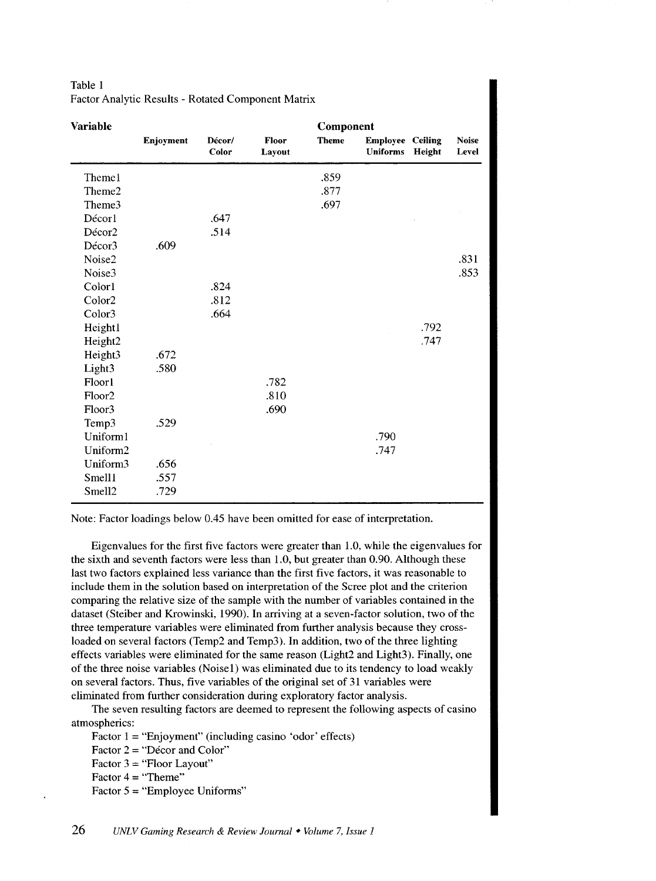Table 1
Factor Analytic Results - Rotated Component Matrix

| Variable | Component | | | | | | |
|---|---|---|---|---|---|---|---|
| | Enjoyment | Décor/ Color | Floor Layout | Theme | Employee Uniforms | Ceiling Height | Noise Level |
| Theme1 | | | | .859 | | | |
| Theme2 | | | | .877 | | | |
| Theme3 | | | | .697 | | | |
| Décor1 | | .647 | | | | | |
| Décor2 | | .514 | | | | | |
| Décor3 | .609 | | | | | | |
| Noise2 | | | | | | | .831 |
| Noise3 | | | | | | | .853 |
| Color1 | | .824 | | | | | |
| Color2 | | .812 | | | | | |
| Color3 | | .664 | | | | | |
| Height1 | | | | | | .792 | |
| Height2 | | | | | | .747 | |
| Height3 | .672 | | | | | | |
| Light3 | .580 | | | | | | |
| Floor1 | | | .782 | | | | |
| Floor2 | | | .810 | | | | |
| Floor3 | | | .690 | | | | |
| Temp3 | .529 | | | | | | |
| Uniform1 | | | | | .790 | | |
| Uniform2 | | | | | .747 | | |
| Uniform3 | .656 | | | | | | |
| Smell1 | .557 | | | | | | |
| Smell2 | .729 | | | | | | |

Note: Factor loadings below 0.45 have been omitted for ease of interpretation.

Eigenvalues for the first five factors were greater than 1.0, while the eigenvalues for the sixth and seventh factors were less than 1.0, but greater than 0.90. Although these last two factors explained less variance than the first five factors, it was reasonable to include them in the solution based on interpretation of the Scree plot and the criterion comparing the relative size of the sample with the number of variables contained in the dataset (Steiber and Krowinski, 1990). In arriving at a seven-factor solution, two of the three temperature variables were eliminated from further analysis because they cross-loaded on several factors (Temp2 and Temp3). In addition, two of the three lighting effects variables were eliminated for the same reason (Light2 and Light3). Finally, one of the three noise variables (Noise1) was eliminated due to its tendency to load weakly on several factors. Thus, five variables of the original set of 31 variables were eliminated from further consideration during exploratory factor analysis.

The seven resulting factors are deemed to represent the following aspects of casino atmospherics:

Factor 1 = "Enjoyment" (including casino 'odor' effects)
Factor 2 = "Décor and Color"
Factor 3 = "Floor Layout"
Factor 4 = "Theme"
Factor 5 = "Employee Uniforms"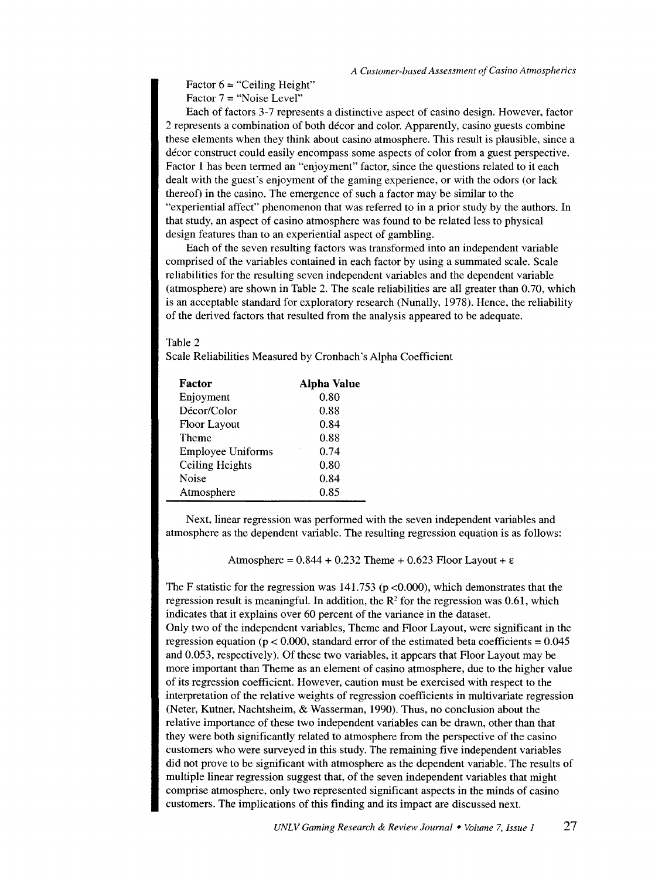Factor 6 = "Ceiling Height"

Factor 7 = "Noise Level"

Each of factors 3-7 represents a distinctive aspect of casino design. However, factor 2 represents a combination of both décor and color. Apparently, casino guests combine these elements when they think about casino atmosphere. This result is plausible, since a décor construct could easily encompass some aspects of color from a guest perspective. Factor 1 has been termed an "enjoyment" factor, since the questions related to it each dealt with the guest's enjoyment of the gaming experience, or with the odors (or lack thereof) in the casino. The emergence of such a factor may be similar to the "experiential affect" phenomenon that was referred to in a prior study by the authors. In that study, an aspect of casino atmosphere was found to be related less to physical design features than to an experiential aspect of gambling.

Each of the seven resulting factors was transformed into an independent variable comprised of the variables contained in each factor by using a summated scale. Scale reliabilities for the resulting seven independent variables and the dependent variable (atmosphere) are shown in Table 2. The scale reliabilities are all greater than 0.70, which is an acceptable standard for exploratory research (Nunally, 1978). Hence, the reliability of the derived factors that resulted from the analysis appeared to be adequate.

Table 2

Scale Reliabilities Measured by Cronbach's Alpha Coefficient

| Factor | Alpha Value |
|---|---|
| Enjoyment | 0.80 |
| Décor/Color | 0.88 |
| Floor Layout | 0.84 |
| Theme | 0.88 |
| Employee Uniforms | 0.74 |
| Ceiling Heights | 0.80 |
| Noise | 0.84 |
| Atmosphere | 0.85 |

Next, linear regression was performed with the seven independent variables and atmosphere as the dependent variable. The resulting regression equation is as follows:

$$\text{Atmosphere} = 0.844 + 0.232 \text{ Theme} + 0.623 \text{ Floor Layout} + \varepsilon$$

The F statistic for the regression was 141.753 ($p < 0.000$), which demonstrates that the regression result is meaningful. In addition, the $R^2$ for the regression was 0.61, which indicates that it explains over 60 percent of the variance in the dataset.

Only two of the independent variables, Theme and Floor Layout, were significant in the regression equation ($p < 0.000$, standard error of the estimated beta coefficients = 0.045 and 0.053, respectively). Of these two variables, it appears that Floor Layout may be more important than Theme as an element of casino atmosphere, due to the higher value of its regression coefficient. However, caution must be exercised with respect to the interpretation of the relative weights of regression coefficients in multivariate regression (Neter, Kutner, Nachtsheim, & Wasserman, 1990). Thus, no conclusion about the relative importance of these two independent variables can be drawn, other than that they were both significantly related to atmosphere from the perspective of the casino customers who were surveyed in this study. The remaining five independent variables did not prove to be significant with atmosphere as the dependent variable. The results of multiple linear regression suggest that, of the seven independent variables that might comprise atmosphere, only two represented significant aspects in the minds of casino customers. The implications of this finding and its impact are discussed next.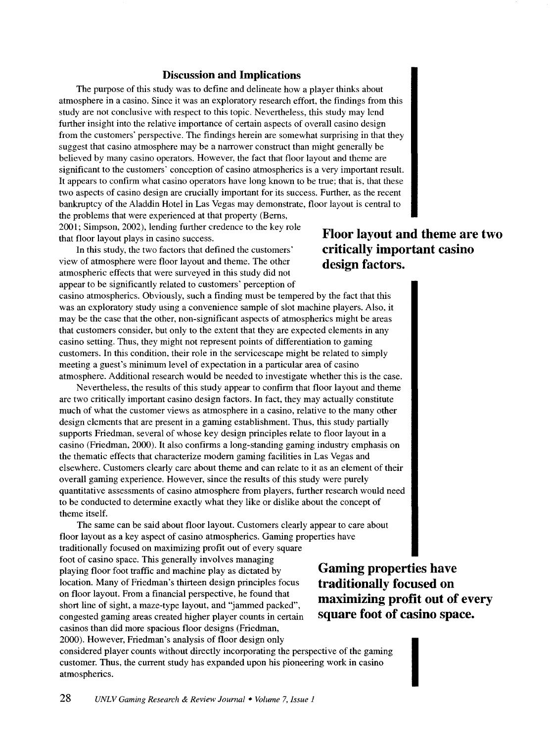## Discussion and Implications

The purpose of this study was to define and delineate how a player thinks about atmosphere in a casino. Since it was an exploratory research effort, the findings from this study are not conclusive with respect to this topic. Nevertheless, this study may lend further insight into the relative importance of certain aspects of overall casino design from the customers' perspective. The findings herein are somewhat surprising in that they suggest that casino atmosphere may be a narrower construct than might generally be believed by many casino operators. However, the fact that floor layout and theme are significant to the customers' conception of casino atmospherics is a very important result. It appears to confirm what casino operators have long known to be true; that is, that these two aspects of casino design are crucially important for its success. Further, as the recent bankruptcy of the Aladdin Hotel in Las Vegas may demonstrate, floor layout is central to the problems that were experienced at that property (Berns, 2001; Simpson, 2002), lending further credence to the key role that floor layout plays in casino success.

**Floor layout and theme are two critically important casino design factors.**

In this study, the two factors that defined the customers' view of atmosphere were floor layout and theme. The other atmospheric effects that were surveyed in this study did not appear to be significantly related to customers' perception of casino atmospherics. Obviously, such a finding must be tempered by the fact that this was an exploratory study using a convenience sample of slot machine players. Also, it may be the case that the other, non-significant aspects of atmospherics might be areas that customers consider, but only to the extent that they are expected elements in any casino setting. Thus, they might not represent points of differentiation to gaming customers. In this condition, their role in the servicescape might be related to simply meeting a guest's minimum level of expectation in a particular area of casino atmosphere. Additional research would be needed to investigate whether this is the case.

Nevertheless, the results of this study appear to confirm that floor layout and theme are two critically important casino design factors. In fact, they may actually constitute much of what the customer views as atmosphere in a casino, relative to the many other design elements that are present in a gaming establishment. Thus, this study partially supports Friedman, several of whose key design principles relate to floor layout in a casino (Friedman, 2000). It also confirms a long-standing gaming industry emphasis on the thematic effects that characterize modern gaming facilities in Las Vegas and elsewhere. Customers clearly care about theme and can relate to it as an element of their overall gaming experience. However, since the results of this study were purely quantitative assessments of casino atmosphere from players, further research would need to be conducted to determine exactly what they like or dislike about the concept of theme itself.

The same can be said about floor layout. Customers clearly appear to care about floor layout as a key aspect of casino atmospherics. Gaming properties have traditionally focused on maximizing profit out of every square foot of casino space. This generally involves managing playing floor foot traffic and machine play as dictated by location. Many of Friedman's thirteen design principles focus on floor layout. From a financial perspective, he found that short line of sight, a maze-type layout, and "jammed packed", congested gaming areas created higher player counts in certain casinos than did more spacious floor designs (Friedman, 2000). However, Friedman's analysis of floor design only considered player counts without directly incorporating the perspective of the gaming customer. Thus, the current study has expanded upon his pioneering work in casino atmospherics.

**Gaming properties have traditionally focused on maximizing profit out of every square foot of casino space.**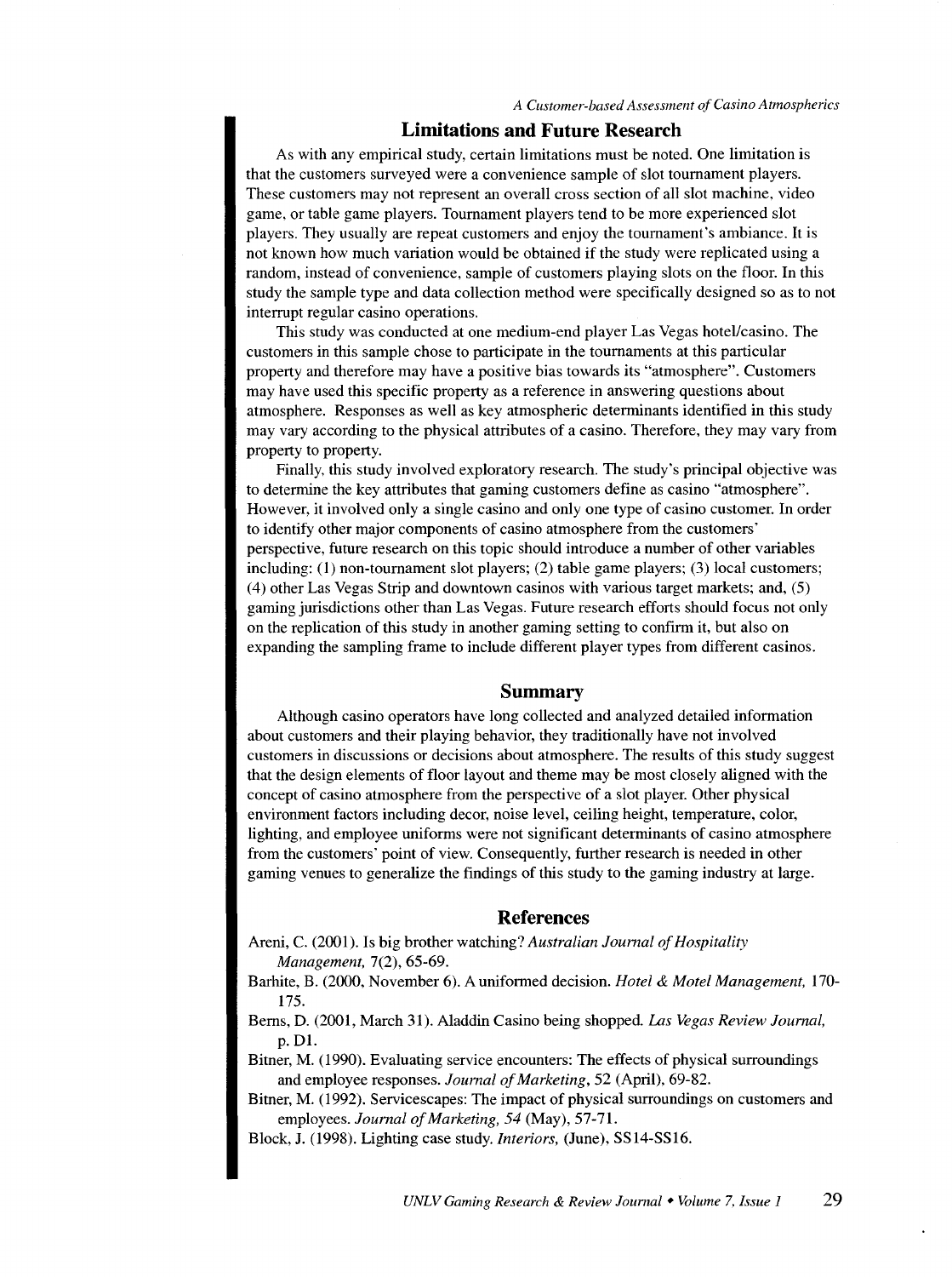## Limitations and Future Research

As with any empirical study, certain limitations must be noted. One limitation is that the customers surveyed were a convenience sample of slot tournament players. These customers may not represent an overall cross section of all slot machine, video game, or table game players. Tournament players tend to be more experienced slot players. They usually are repeat customers and enjoy the tournament's ambiance. It is not known how much variation would be obtained if the study were replicated using a random, instead of convenience, sample of customers playing slots on the floor. In this study the sample type and data collection method were specifically designed so as to not interrupt regular casino operations.

This study was conducted at one medium-end player Las Vegas hotel/casino. The customers in this sample chose to participate in the tournaments at this particular property and therefore may have a positive bias towards its "atmosphere". Customers may have used this specific property as a reference in answering questions about atmosphere. Responses as well as key atmospheric determinants identified in this study may vary according to the physical attributes of a casino. Therefore, they may vary from property to property.

Finally, this study involved exploratory research. The study's principal objective was to determine the key attributes that gaming customers define as casino "atmosphere". However, it involved only a single casino and only one type of casino customer. In order to identify other major components of casino atmosphere from the customers' perspective, future research on this topic should introduce a number of other variables including: (1) non-tournament slot players; (2) table game players; (3) local customers; (4) other Las Vegas Strip and downtown casinos with various target markets; and, (5) gaming jurisdictions other than Las Vegas. Future research efforts should focus not only on the replication of this study in another gaming setting to confirm it, but also on expanding the sampling frame to include different player types from different casinos.

## Summary

Although casino operators have long collected and analyzed detailed information about customers and their playing behavior, they traditionally have not involved customers in discussions or decisions about atmosphere. The results of this study suggest that the design elements of floor layout and theme may be most closely aligned with the concept of casino atmosphere from the perspective of a slot player. Other physical environment factors including decor, noise level, ceiling height, temperature, color, lighting, and employee uniforms were not significant determinants of casino atmosphere from the customers' point of view. Consequently, further research is needed in other gaming venues to generalize the findings of this study to the gaming industry at large.

## References

Areni, C. (2001). Is big brother watching? *Australian Journal of Hospitality Management*, 7(2), 65-69.

Barhite, B. (2000, November 6). A uniformed decision. *Hotel & Motel Management*, 170-175.

Berns, D. (2001, March 31). Aladdin Casino being shopped. *Las Vegas Review Journal*, p. D1.

Bitner, M. (1990). Evaluating service encounters: The effects of physical surroundings and employee responses. *Journal of Marketing*, 52 (April), 69-82.

Bitner, M. (1992). Servicescapes: The impact of physical surroundings on customers and employees. *Journal of Marketing, 54* (May), 57-71.

Block, J. (1998). Lighting case study. *Interiors*, (June), SS14-SS16.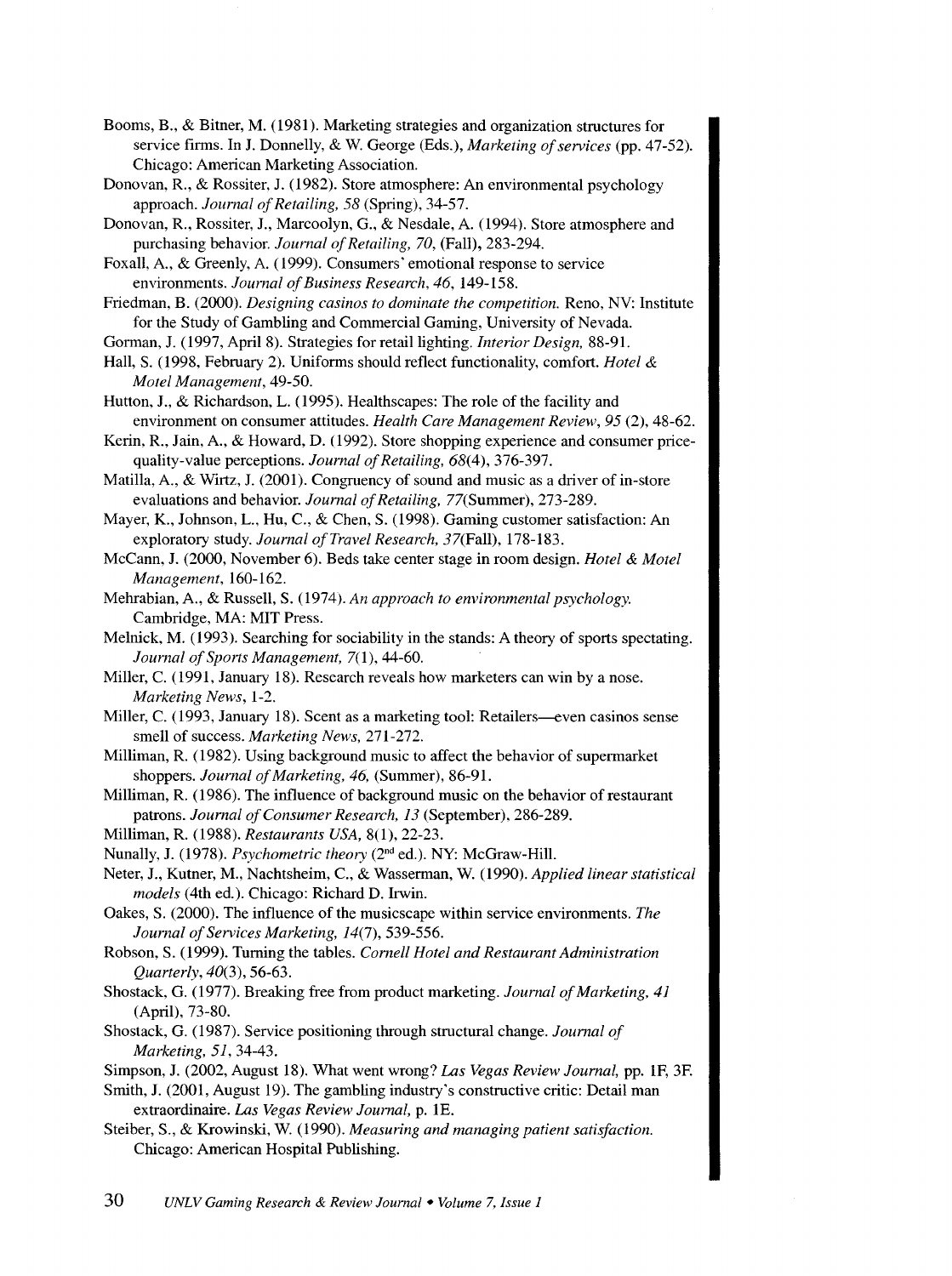Booms, B., & Bitner, M. (1981). Marketing strategies and organization structures for service firms. In J. Donnelly, & W. George (Eds.), *Marketing of services* (pp. 47-52). Chicago: American Marketing Association.

Donovan, R., & Rossiter, J. (1982). Store atmosphere: An environmental psychology approach. *Journal of Retailing, 58* (Spring), 34-57.

Donovan, R., Rossiter, J., Marcoolyn, G., & Nesdale, A. (1994). Store atmosphere and purchasing behavior. *Journal of Retailing, 70*, (Fall), 283-294.

Foxall, A., & Greenly, A. (1999). Consumers' emotional response to service environments. *Journal of Business Research, 46*, 149-158.

Friedman, B. (2000). *Designing casinos to dominate the competition*. Reno, NV: Institute for the Study of Gambling and Commercial Gaming, University of Nevada.

Gorman, J. (1997, April 8). Strategies for retail lighting. *Interior Design*, 88-91.

Hall, S. (1998, February 2). Uniforms should reflect functionality, comfort. *Hotel & Motel Management*, 49-50.

Hutton, J., & Richardson, L. (1995). Healthscapes: The role of the facility and environment on consumer attitudes. *Health Care Management Review, 95* (2), 48-62.

Kerin, R., Jain, A., & Howard, D. (1992). Store shopping experience and consumer price-quality-value perceptions. *Journal of Retailing, 68*(4), 376-397.

Matilla, A., & Wirtz, J. (2001). Congruency of sound and music as a driver of in-store evaluations and behavior. *Journal of Retailing, 77*(Summer), 273-289.

Mayer, K., Johnson, L., Hu, C., & Chen, S. (1998). Gaming customer satisfaction: An exploratory study. *Journal of Travel Research, 37*(Fall), 178-183.

McCann, J. (2000, November 6). Beds take center stage in room design. *Hotel & Motel Management*, 160-162.

Mehrabian, A., & Russell, S. (1974). *An approach to environmental psychology.* Cambridge, MA: MIT Press.

Melnick, M. (1993). Searching for sociability in the stands: A theory of sports spectating. *Journal of Sports Management, 7*(1), 44-60.

Miller, C. (1991, January 18). Research reveals how marketers can win by a nose. *Marketing News*, 1-2.

Miller, C. (1993, January 18). Scent as a marketing tool: Retailers—even casinos sense smell of success. *Marketing News*, 271-272.

Milliman, R. (1982). Using background music to affect the behavior of supermarket shoppers. *Journal of Marketing, 46*, (Summer), 86-91.

Milliman, R. (1986). The influence of background music on the behavior of restaurant patrons. *Journal of Consumer Research, 13* (September), 286-289.

Milliman, R. (1988). *Restaurants USA*, 8(1), 22-23.

Nunally, J. (1978). *Psychometric theory* (2nd ed.). NY: McGraw-Hill.

Neter, J., Kutner, M., Nachtsheim, C., & Wasserman, W. (1990). *Applied linear statistical models* (4th ed.). Chicago: Richard D. Irwin.

Oakes, S. (2000). The influence of the musicscape within service environments. *The Journal of Services Marketing, 14*(7), 539-556.

Robson, S. (1999). Turning the tables. *Cornell Hotel and Restaurant Administration Quarterly, 40*(3), 56-63.

Shostack, G. (1977). Breaking free from product marketing. *Journal of Marketing, 41* (April), 73-80.

Shostack, G. (1987). Service positioning through structural change. *Journal of Marketing, 51*, 34-43.

Simpson, J. (2002, August 18). What went wrong? *Las Vegas Review Journal,* pp. 1F, 3F.

Smith, J. (2001, August 19). The gambling industry's constructive critic: Detail man extraordinaire. *Las Vegas Review Journal,* p. 1E.

Steiber, S., & Krowinski, W. (1990). *Measuring and managing patient satisfaction.* Chicago: American Hospital Publishing.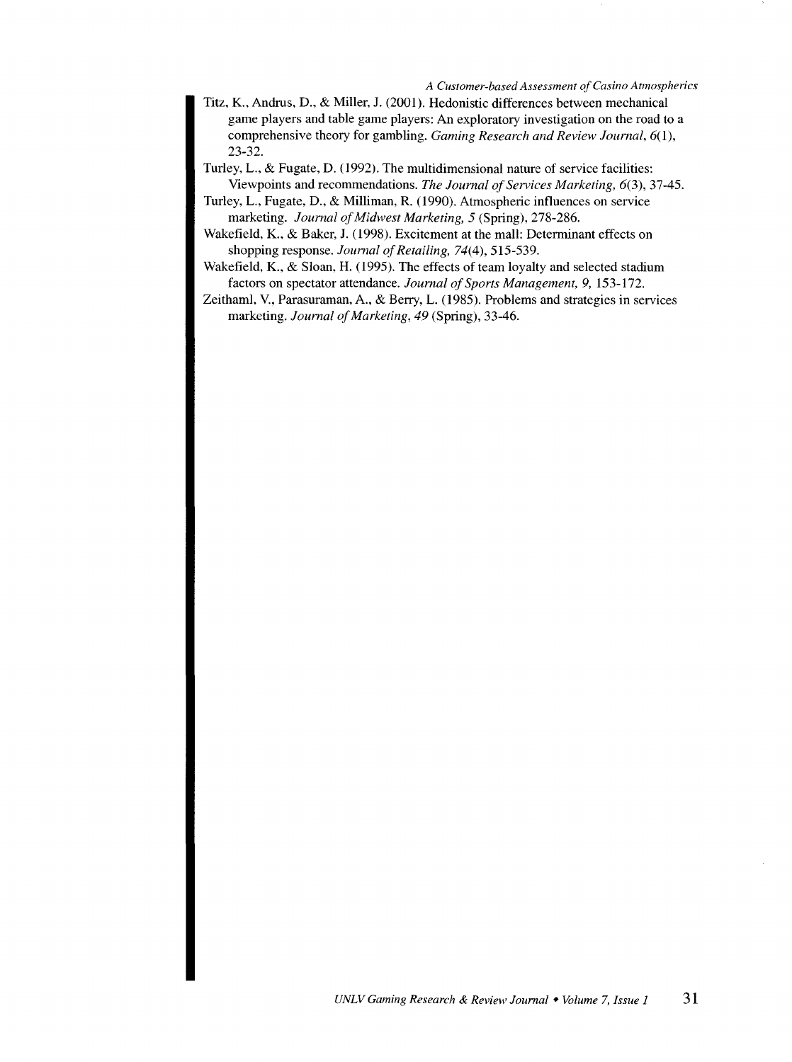Titz, K., Andrus, D., & Miller, J. (2001). Hedonistic differences between mechanical game players and table game players: An exploratory investigation on the road to a comprehensive theory for gambling. *Gaming Research and Review Journal, 6*(1), 23-32.

Turley, L., & Fugate, D. (1992). The multidimensional nature of service facilities: Viewpoints and recommendations. *The Journal of Services Marketing, 6*(3), 37-45.

Turley, L., Fugate, D., & Milliman, R. (1990). Atmospheric influences on service marketing. *Journal of Midwest Marketing, 5* (Spring), 278-286.

Wakefield, K., & Baker, J. (1998). Excitement at the mall: Determinant effects on shopping response. *Journal of Retailing, 74*(4), 515-539.

Wakefield, K., & Sloan, H. (1995). The effects of team loyalty and selected stadium factors on spectator attendance. *Journal of Sports Management, 9,* 153-172.

Zeithaml, V., Parasuraman, A., & Berry, L. (1985). Problems and strategies in services marketing. *Journal of Marketing, 49* (Spring), 33-46.